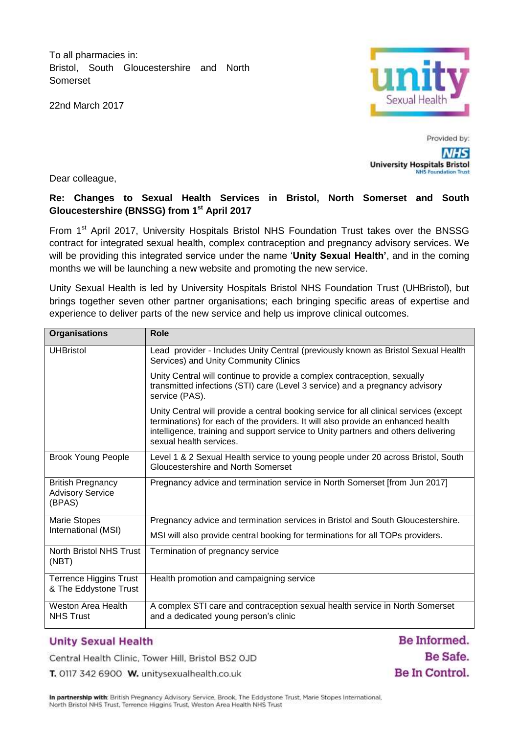To all pharmacies in:
Bristol, South Gloucestershire and North Somerset

22nd March 2017

Provided by:
NHS
University Hospitals Bristol
NHS Foundation Trust

Dear colleague,

**Re: Changes to Sexual Health Services in Bristol, North Somerset and South Gloucestershire (BNSSG) from 1st April 2017**

From 1st April 2017, University Hospitals Bristol NHS Foundation Trust takes over the BNSSG contract for integrated sexual health, complex contraception and pregnancy advisory services. We will be providing this integrated service under the name '**Unity Sexual Health'**, and in the coming months we will be launching a new website and promoting the new service.

Unity Sexual Health is led by University Hospitals Bristol NHS Foundation Trust (UHBristol), but brings together seven other partner organisations; each bringing specific areas of expertise and experience to deliver parts of the new service and help us improve clinical outcomes.

| Organisations | Role |
|---|---|
| UHBristol | Lead provider - Includes Unity Central (previously known as Bristol Sexual Health Services) and Unity Community Clinics<br><br>Unity Central will continue to provide a complex contraception, sexually transmitted infections (STI) care (Level 3 service) and a pregnancy advisory service (PAS).<br><br>Unity Central will provide a central booking service for all clinical services (except terminations) for each of the providers. It will also provide an enhanced health intelligence, training and support service to Unity partners and others delivering sexual health services. |
| Brook Young People | Level 1 & 2 Sexual Health service to young people under 20 across Bristol, South Gloucestershire and North Somerset |
| British Pregnancy Advisory Service (BPAS) | Pregnancy advice and termination service in North Somerset [from Jun 2017] |
| Marie Stopes International (MSI) | Pregnancy advice and termination services in Bristol and South Gloucestershire.<br><br>MSI will also provide central booking for terminations for all TOPs providers. |
| North Bristol NHS Trust (NBT) | Termination of pregnancy service |
| Terrence Higgins Trust & The Eddystone Trust | Health promotion and campaigning service |
| Weston Area Health NHS Trust | A complex STI care and contraception sexual health service in North Somerset and a dedicated young person's clinic |

**Unity Sexual Health**

Central Health Clinic, Tower Hill, Bristol BS2 0JD

**T.** 0117 342 6900 **W.** unitysexualhealth.co.uk

**Be Informed. Be Safe. Be In Control.**

**In partnership with**: British Pregnancy Advisory Service, Brook, The Eddystone Trust, Marie Stopes International, North Bristol NHS Trust, Terrence Higgins Trust, Weston Area Health NHS Trust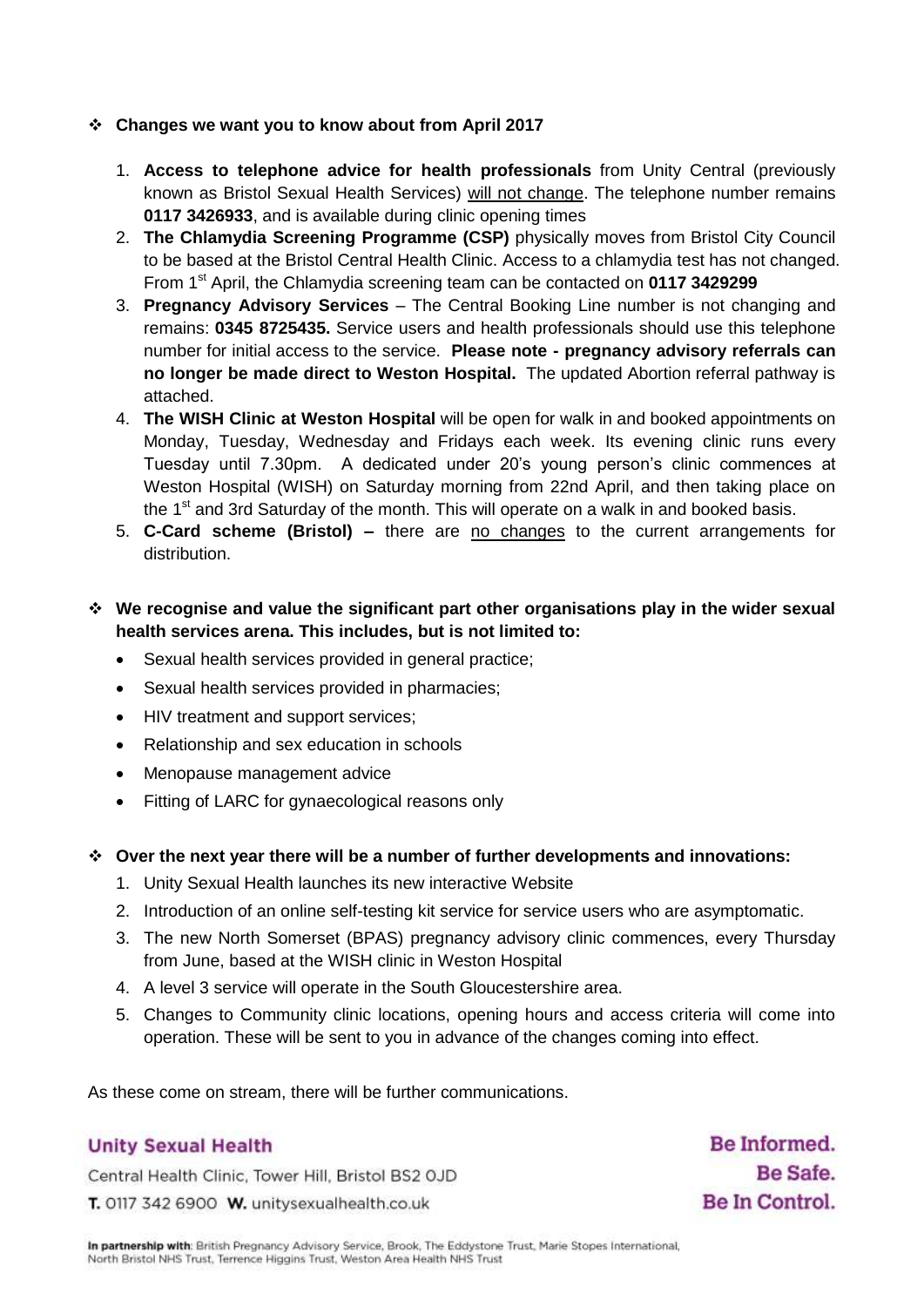- **Changes we want you to know about from April 2017**

  1. **Access to telephone advice for health professionals** from Unity Central (previously known as Bristol Sexual Health Services) will not change. The telephone number remains **0117 3426933**, and is available during clinic opening times
  2. **The Chlamydia Screening Programme (CSP)** physically moves from Bristol City Council to be based at the Bristol Central Health Clinic. Access to a chlamydia test has not changed. From 1st April, the Chlamydia screening team can be contacted on **0117 3429299**
  3. **Pregnancy Advisory Services** – The Central Booking Line number is not changing and remains: **0345 8725435.** Service users and health professionals should use this telephone number for initial access to the service. **Please note - pregnancy advisory referrals can no longer be made direct to Weston Hospital.** The updated Abortion referral pathway is attached.
  4. **The WISH Clinic at Weston Hospital** will be open for walk in and booked appointments on Monday, Tuesday, Wednesday and Fridays each week. Its evening clinic runs every Tuesday until 7.30pm. A dedicated under 20's young person's clinic commences at Weston Hospital (WISH) on Saturday morning from 22nd April, and then taking place on the 1st and 3rd Saturday of the month. This will operate on a walk in and booked basis.
  5. **C-Card scheme (Bristol) –** there are no changes to the current arrangements for distribution.

- **We recognise and value the significant part other organisations play in the wider sexual health services arena. This includes, but is not limited to:**
  - Sexual health services provided in general practice;
  - Sexual health services provided in pharmacies;
  - HIV treatment and support services;
  - Relationship and sex education in schools
  - Menopause management advice
  - Fitting of LARC for gynaecological reasons only

- **Over the next year there will be a number of further developments and innovations:**
  1. Unity Sexual Health launches its new interactive Website
  2. Introduction of an online self-testing kit service for service users who are asymptomatic.
  3. The new North Somerset (BPAS) pregnancy advisory clinic commences, every Thursday from June, based at the WISH clinic in Weston Hospital
  4. A level 3 service will operate in the South Gloucestershire area.
  5. Changes to Community clinic locations, opening hours and access criteria will come into operation. These will be sent to you in advance of the changes coming into effect.

As these come on stream, there will be further communications.

**Unity Sexual Health**

Central Health Clinic, Tower Hill, Bristol BS2 0JD

**T.** 0117 342 6900 **W.** unitysexualhealth.co.uk

**Be Informed. Be Safe. Be In Control.**

**In partnership with**: British Pregnancy Advisory Service, Brook, The Eddystone Trust, Marie Stopes International, North Bristol NHS Trust, Terrence Higgins Trust, Weston Area Health NHS Trust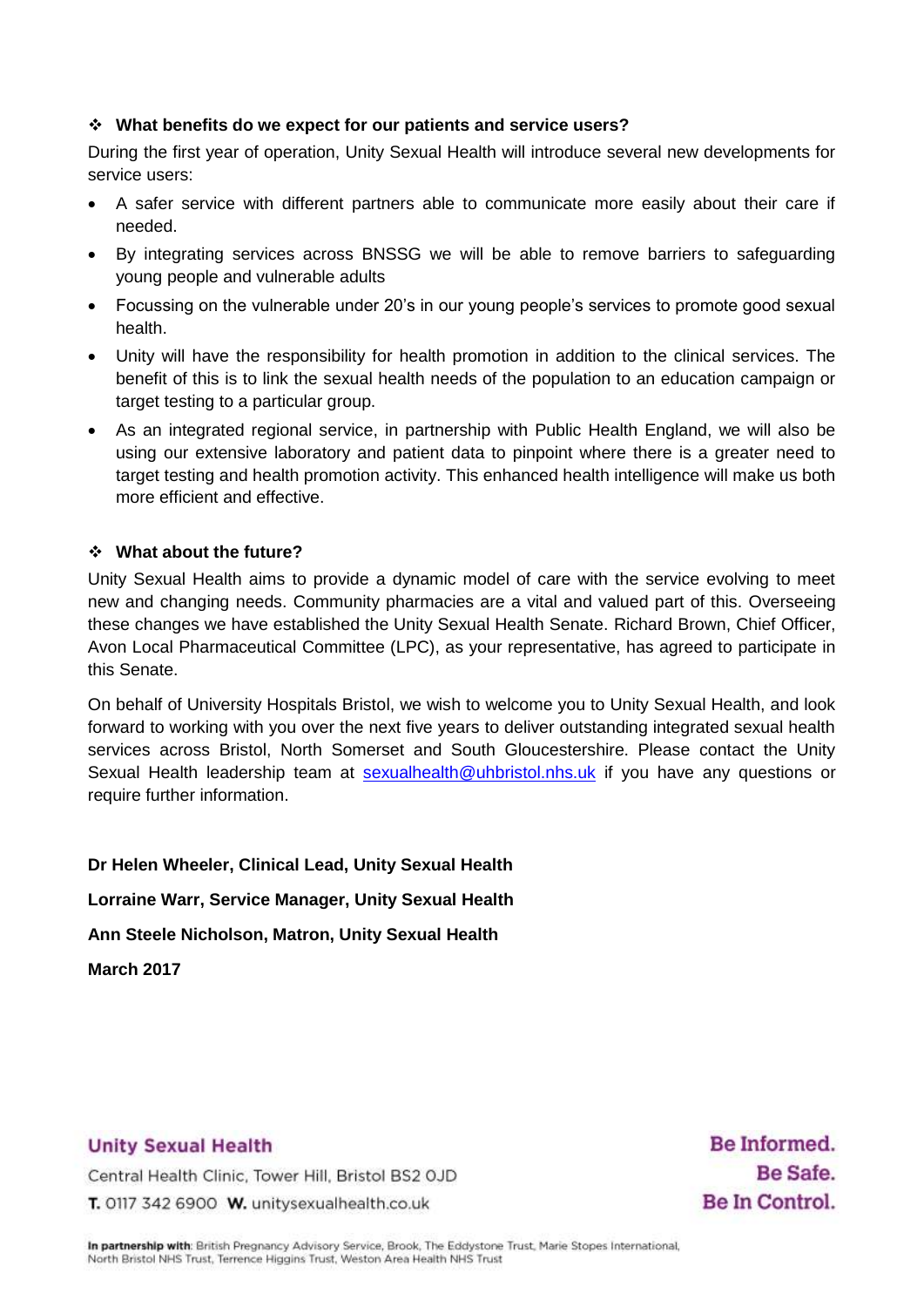### ❖ What benefits do we expect for our patients and service users?

During the first year of operation, Unity Sexual Health will introduce several new developments for service users:

- A safer service with different partners able to communicate more easily about their care if needed.
- By integrating services across BNSSG we will be able to remove barriers to safeguarding young people and vulnerable adults
- Focussing on the vulnerable under 20's in our young people's services to promote good sexual health.
- Unity will have the responsibility for health promotion in addition to the clinical services. The benefit of this is to link the sexual health needs of the population to an education campaign or target testing to a particular group.
- As an integrated regional service, in partnership with Public Health England, we will also be using our extensive laboratory and patient data to pinpoint where there is a greater need to target testing and health promotion activity. This enhanced health intelligence will make us both more efficient and effective.

### ❖ What about the future?

Unity Sexual Health aims to provide a dynamic model of care with the service evolving to meet new and changing needs. Community pharmacies are a vital and valued part of this. Overseeing these changes we have established the Unity Sexual Health Senate. Richard Brown, Chief Officer, Avon Local Pharmaceutical Committee (LPC), as your representative, has agreed to participate in this Senate.

On behalf of University Hospitals Bristol, we wish to welcome you to Unity Sexual Health, and look forward to working with you over the next five years to deliver outstanding integrated sexual health services across Bristol, North Somerset and South Gloucestershire. Please contact the Unity Sexual Health leadership team at sexualhealth@uhbristol.nhs.uk if you have any questions or require further information.

**Dr Helen Wheeler, Clinical Lead, Unity Sexual Health**

**Lorraine Warr, Service Manager, Unity Sexual Health**

**Ann Steele Nicholson, Matron, Unity Sexual Health**

**March 2017**

**Unity Sexual Health**

Central Health Clinic, Tower Hill, Bristol BS2 0JD

**T.** 0117 342 6900 **W.** unitysexualhealth.co.uk

**Be Informed.**
**Be Safe.**
**Be In Control.**

**In partnership with**: British Pregnancy Advisory Service, Brook, The Eddystone Trust, Marie Stopes International, North Bristol NHS Trust, Terrence Higgins Trust, Weston Area Health NHS Trust